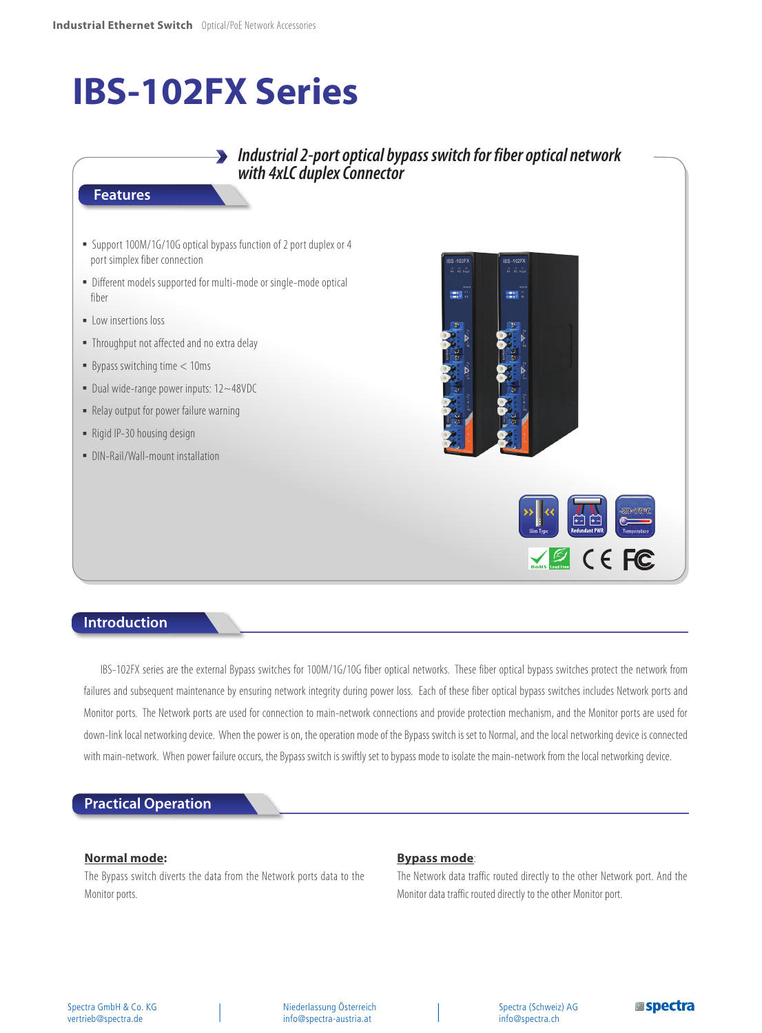# IBS-102FX Series

***Industrial 2-port optical bypass switch for fiber optical network with 4xLC duplex Connector***

## Features

- Support 100M/1G/10G optical bypass function of 2 port duplex or 4 port simplex fiber connection
- Different models supported for multi-mode or single-mode optical fiber
- Low insertions loss
- Throughput not affected and no extra delay
- Bypass switching time < 10ms
- Dual wide-range power inputs: 12~48VDC
- Relay output for power failure warning
- Rigid IP-30 housing design
- DIN-Rail/Wall-mount installation

## Introduction

IBS-102FX series are the external Bypass switches for 100M/1G/10G fiber optical networks. These fiber optical bypass switches protect the network from failures and subsequent maintenance by ensuring network integrity during power loss. Each of these fiber optical bypass switches includes Network ports and Monitor ports. The Network ports are used for connection to main-network connections and provide protection mechanism, and the Monitor ports are used for down-link local networking device. When the power is on, the operation mode of the Bypass switch is set to Normal, and the local networking device is connected with main-network. When power failure occurs, the Bypass switch is swiftly set to bypass mode to isolate the main-network from the local networking device.

## Practical Operation

**Normal mode:**

The Bypass switch diverts the data from the Network ports data to the Monitor ports.

**Bypass mode:**

The Network data traffic routed directly to the other Network port. And the Monitor data traffic routed directly to the other Monitor port.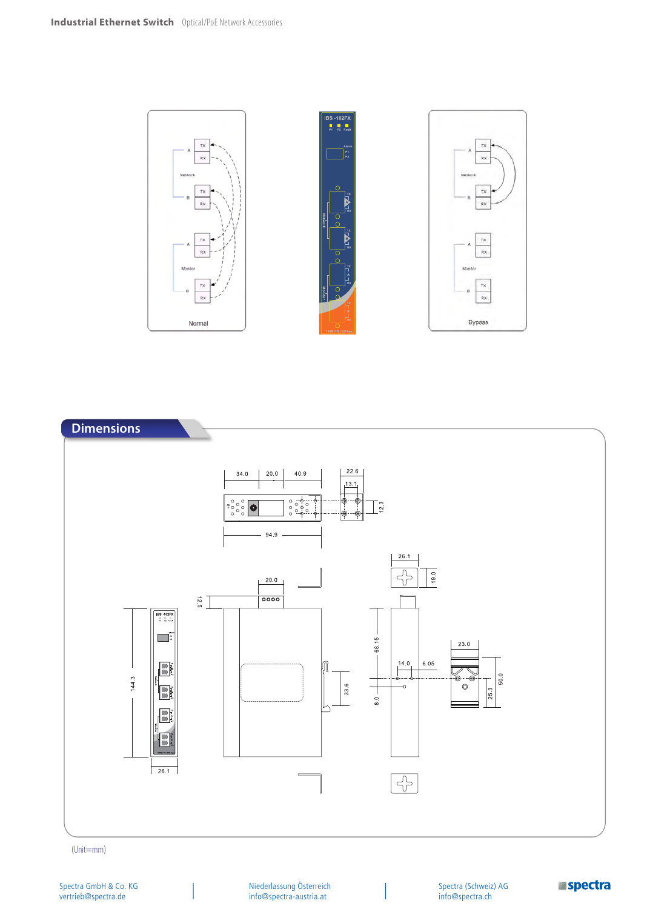## Dimensions

(Unit=mm)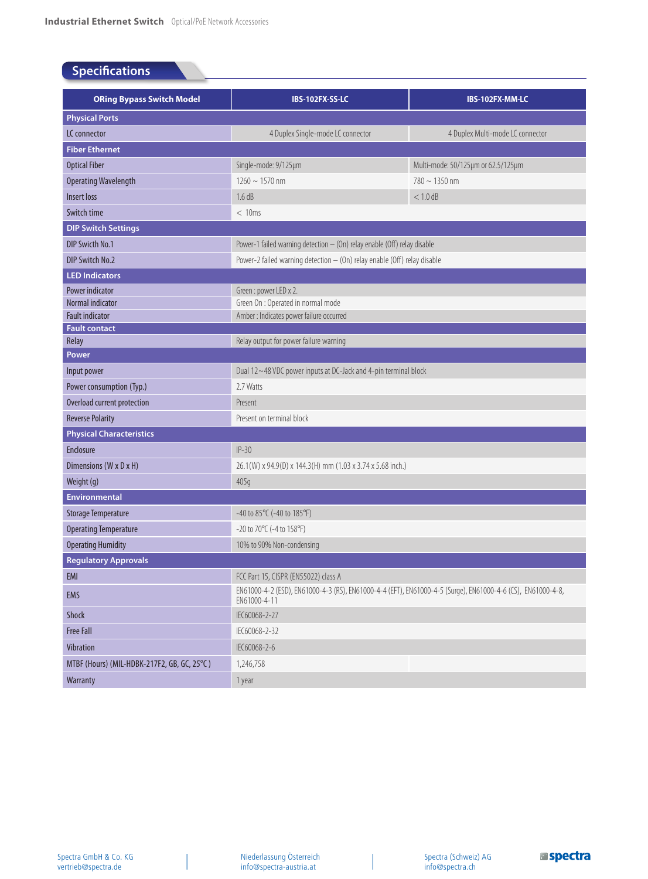## Specifications

| ORing Bypass Switch Model | IBS-102FX-SS-LC | IBS-102FX-MM-LC |
|---|---|---|
| **Physical Ports** | | |
| LC connector | 4 Duplex Single-mode LC connector | 4 Duplex Multi-mode LC connector |
| **Fiber Ethernet** | | |
| Optical Fiber | Single-mode: 9/125μm | Multi-mode: 50/125μm or 62.5/125μm |
| Operating Wavelength | 1260 ~ 1570 nm | 780 ~ 1350 nm |
| Insert loss | 1.6 dB | < 1.0 dB |
| Switch time | < 10ms | |
| **DIP Switch Settings** | | |
| DIP Swicth No.1 | Power-1 failed warning detection – (On) relay enable (Off) relay disable | |
| DIP Switch No.2 | Power-2 failed warning detection – (On) relay enable (Off) relay disable | |
| **LED Indicators** | | |
| Power indicator | Green : power LED x 2. | |
| Normal indicator | Green On : Operated in normal mode | |
| Fault indicator | Amber : Indicates power failure occurred | |
| **Fault contact** | | |
| Relay | Relay output for power failure warning | |
| **Power** | | |
| Input power | Dual 12~48 VDC power inputs at DC-Jack and 4-pin terminal block | |
| Power consumption (Typ.) | 2.7 Watts | |
| Overload current protection | Present | |
| Reverse Polarity | Present on terminal block | |
| **Physical Characteristics** | | |
| Enclosure | IP-30 | |
| Dimensions (W x D x H) | 26.1(W) x 94.9(D) x 144.3(H) mm (1.03 x 3.74 x 5.68 inch.) | |
| Weight (g) | 405g | |
| **Environmental** | | |
| Storage Temperature | -40 to 85°C (-40 to 185°F) | |
| Operating Temperature | -20 to 70°C (-4 to 158°F) | |
| Operating Humidity | 10% to 90% Non-condensing | |
| **Regulatory Approvals** | | |
| EMI | FCC Part 15, CISPR (EN55022) class A | |
| EMS | EN61000-4-2 (ESD), EN61000-4-3 (RS), EN61000-4-4 (EFT), EN61000-4-5 (Surge), EN61000-4-6 (CS), EN61000-4-8, EN61000-4-11 | |
| Shock | IEC60068-2-27 | |
| Free Fall | IEC60068-2-32 | |
| Vibration | IEC60068-2-6 | |
| MTBF (Hours) (MIL-HDBK-217F2, GB, GC, 25°C ) | 1,246,758 | |
| Warranty | 1 year | |

Spectra GmbH & Co. KG
vertrieb@spectra.de

Niederlassung Österreich
info@spectra-austria.at

Spectra (Schweiz) AG
info@spectra.ch

spectra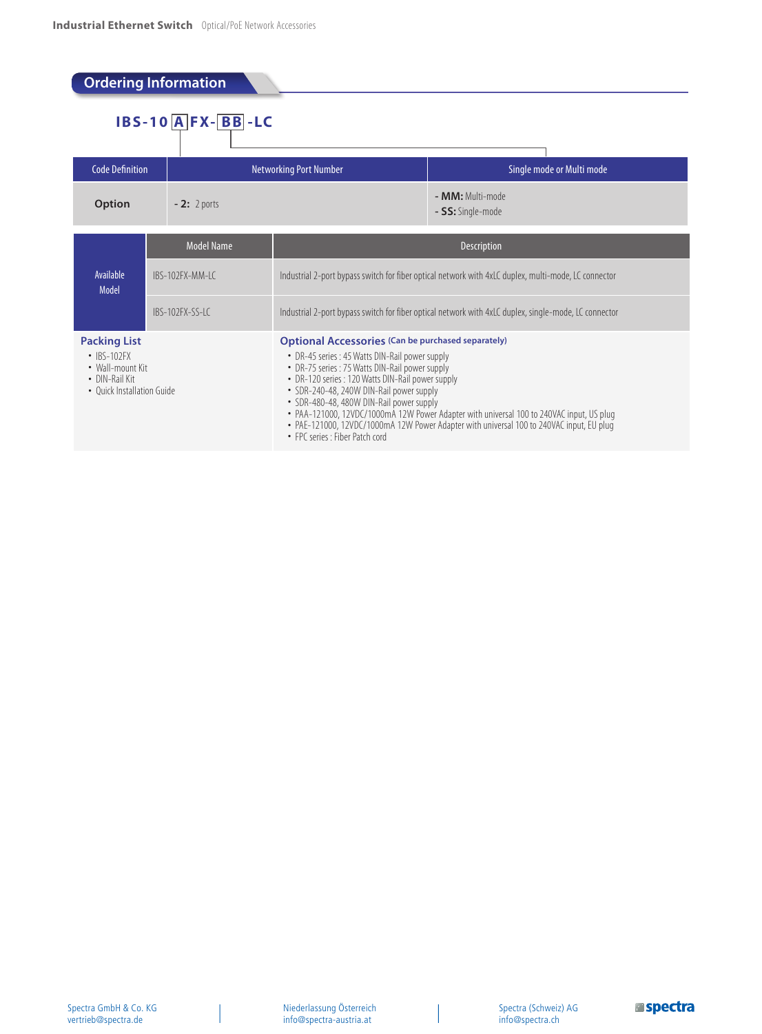## Ordering Information

**IBS-10 A FX- BB -LC**

| Code Definition | Networking Port Number | Single mode or Multi mode |
|---|---|---|
| **Option** | **- 2:** 2 ports | **- MM:** Multi-mode<br>**- SS:** Single-mode |

| Available Model | Model Name | Description |
|---|---|---|
| | IBS-102FX-MM-LC | Industrial 2-port bypass switch for fiber optical network with 4xLC duplex, multi-mode, LC connector |
| | IBS-102FX-SS-LC | Industrial 2-port bypass switch for fiber optical network with 4xLC duplex, single-mode, LC connector |

### Packing List

- IBS-102FX
- Wall-mount Kit
- DIN-Rail Kit
- Quick Installation Guide

### Optional Accessories (Can be purchased separately)

- DR-45 series : 45 Watts DIN-Rail power supply
- DR-75 series : 75 Watts DIN-Rail power supply
- DR-120 series : 120 Watts DIN-Rail power supply
- SDR-240-48, 240W DIN-Rail power supply
- SDR-480-48, 480W DIN-Rail power supply
- PAA-121000, 12VDC/1000mA 12W Power Adapter with universal 100 to 240VAC input, US plug
- PAE-121000, 12VDC/1000mA 12W Power Adapter with universal 100 to 240VAC input, EU plug
- FPC series : Fiber Patch cord

Spectra GmbH & Co. KG
vertrieb@spectra.de

Niederlassung Österreich
info@spectra-austria.at

Spectra (Schweiz) AG
info@spectra.ch